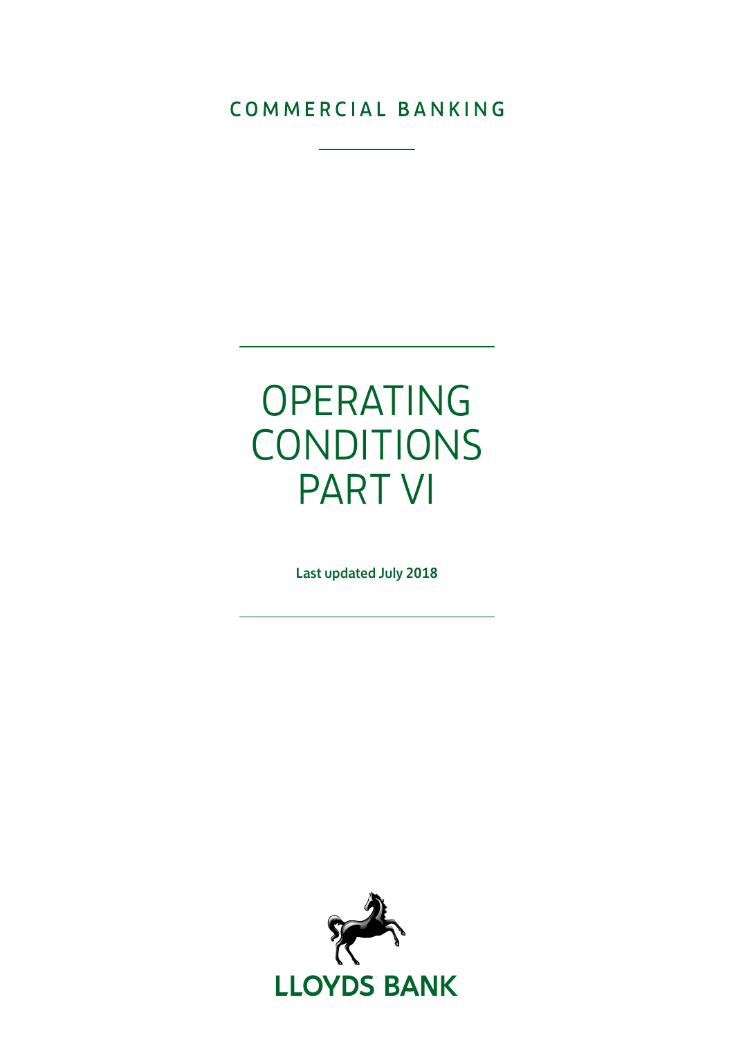COMMERCIAL BANKING

# OPERATING CONDITIONS PART VI

**Last updated July 2018**

**LLOYDS BANK**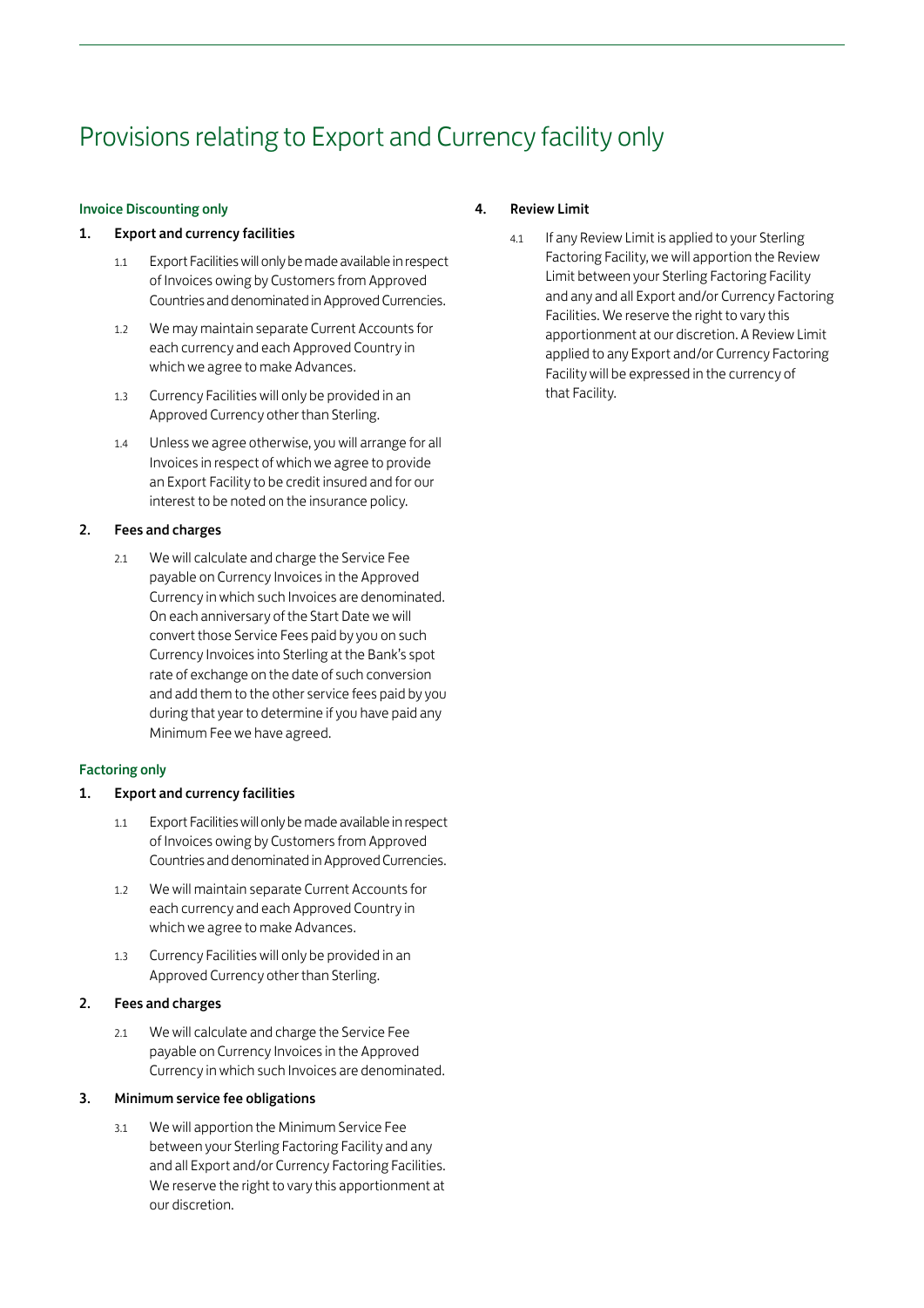# Provisions relating to Export and Currency facility only

### Invoice Discounting only

#### 1. Export and currency facilities

1.1 Export Facilities will only be made available in respect of Invoices owing by Customers from Approved Countries and denominated in Approved Currencies.

1.2 We may maintain separate Current Accounts for each currency and each Approved Country in which we agree to make Advances.

1.3 Currency Facilities will only be provided in an Approved Currency other than Sterling.

1.4 Unless we agree otherwise, you will arrange for all Invoices in respect of which we agree to provide an Export Facility to be credit insured and for our interest to be noted on the insurance policy.

#### 2. Fees and charges

2.1 We will calculate and charge the Service Fee payable on Currency Invoices in the Approved Currency in which such Invoices are denominated. On each anniversary of the Start Date we will convert those Service Fees paid by you on such Currency Invoices into Sterling at the Bank's spot rate of exchange on the date of such conversion and add them to the other service fees paid by you during that year to determine if you have paid any Minimum Fee we have agreed.

### Factoring only

#### 1. Export and currency facilities

1.1 Export Facilities will only be made available in respect of Invoices owing by Customers from Approved Countries and denominated in Approved Currencies.

1.2 We will maintain separate Current Accounts for each currency and each Approved Country in which we agree to make Advances.

1.3 Currency Facilities will only be provided in an Approved Currency other than Sterling.

#### 2. Fees and charges

2.1 We will calculate and charge the Service Fee payable on Currency Invoices in the Approved Currency in which such Invoices are denominated.

#### 3. Minimum service fee obligations

3.1 We will apportion the Minimum Service Fee between your Sterling Factoring Facility and any and all Export and/or Currency Factoring Facilities. We reserve the right to vary this apportionment at our discretion.

#### 4. Review Limit

4.1 If any Review Limit is applied to your Sterling Factoring Facility, we will apportion the Review Limit between your Sterling Factoring Facility and any and all Export and/or Currency Factoring Facilities. We reserve the right to vary this apportionment at our discretion. A Review Limit applied to any Export and/or Currency Factoring Facility will be expressed in the currency of that Facility.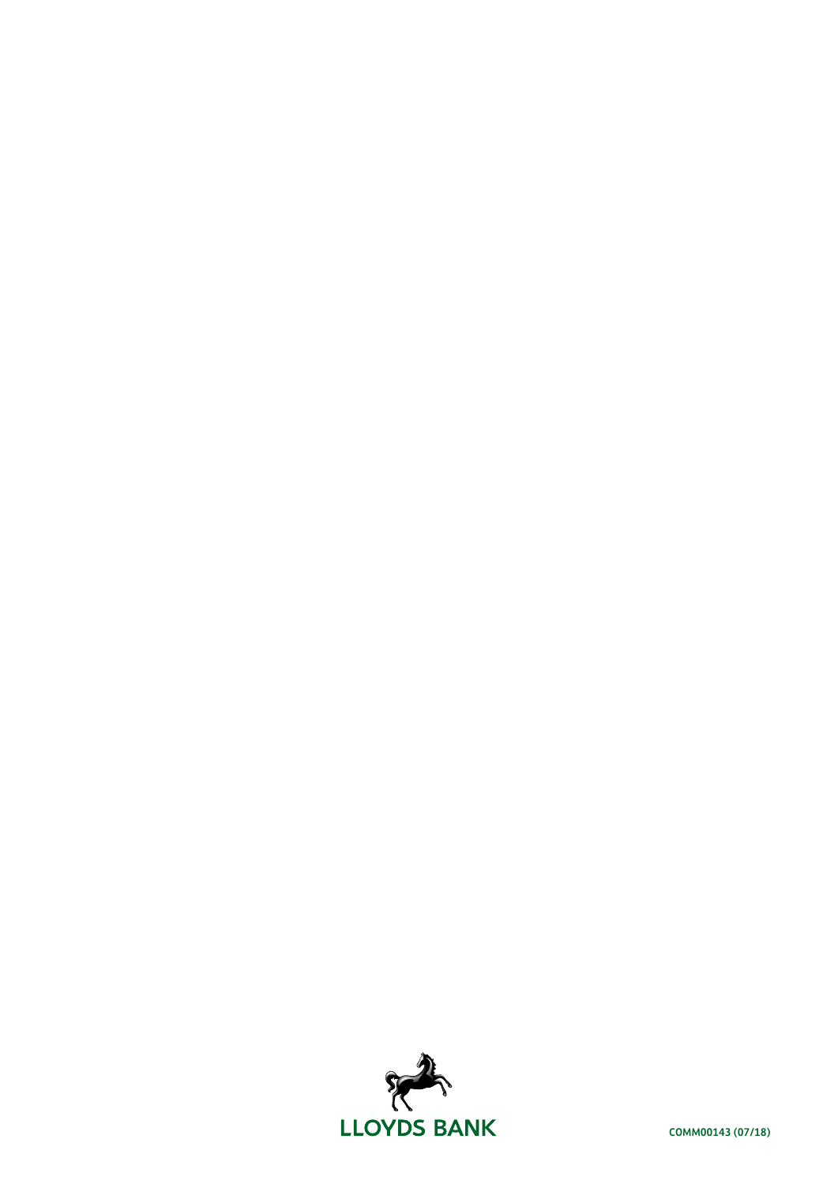LLOYDS BANK

COMM00143 (07/18)